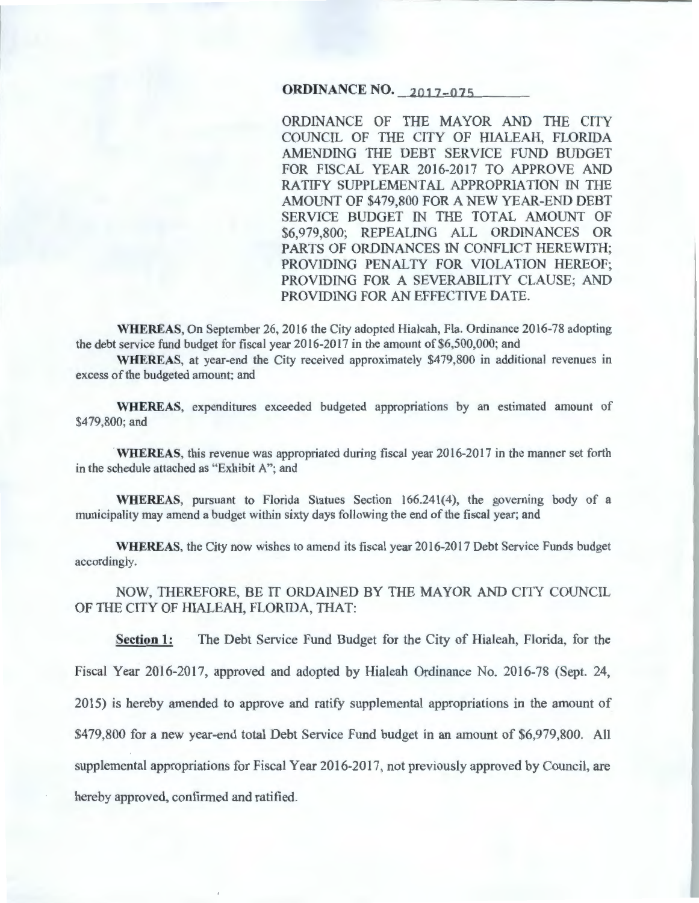**ORDINANCE NO. 2017-075**

ORDINANCE OF THE MAYOR AND THE CITY COUNCIL OF THE CITY OF HIALEAH, FLORIDA AMENDING THE DEBT SERVICE FUND BUDGET FOR FISCAL YEAR 2016-2017 TO APPROVE AND RATIFY SUPPLEMENTAL APPROPRIATION IN THE AMOUNT OF $479,800 FOR A NEW YEAR-END DEBT SERVICE BUDGET IN THE TOTAL AMOUNT OF $6,979,800; REPEALING ALL ORDINANCES OR PARTS OF ORDINANCES IN CONFLICT HEREWITH; PROVIDING PENALTY FOR VIOLATION HEREOF; PROVIDING FOR A SEVERABILITY CLAUSE; AND PROVIDING FOR AN EFFECTIVE DATE.

**WHEREAS**, On September 26, 2016 the City adopted Hialeah, Fla. Ordinance 2016-78 adopting the debt service fund budget for fiscal year 2016-2017 in the amount of $6,500,000; and

**WHEREAS**, at year-end the City received approximately $479,800 in additional revenues in excess of the budgeted amount; and

**WHEREAS**, expenditures exceeded budgeted appropriations by an estimated amount of $479,800; and

**WHEREAS**, this revenue was appropriated during fiscal year 2016-2017 in the manner set forth in the schedule attached as "Exhibit A"; and

**WHEREAS**, pursuant to Florida Statues Section 166.241(4), the governing body of a municipality may amend a budget within sixty days following the end of the fiscal year; and

**WHEREAS**, the City now wishes to amend its fiscal year 2016-2017 Debt Service Funds budget accordingly.

NOW, THEREFORE, BE IT ORDAINED BY THE MAYOR AND CITY COUNCIL OF THE CITY OF HIALEAH, FLORIDA, THAT:

**Section 1:** The Debt Service Fund Budget for the City of Hialeah, Florida, for the Fiscal Year 2016-2017, approved and adopted by Hialeah Ordinance No. 2016-78 (Sept. 24, 2015) is hereby amended to approve and ratify supplemental appropriations in the amount of $479,800 for a new year-end total Debt Service Fund budget in an amount of $6,979,800. All supplemental appropriations for Fiscal Year 2016-2017, not previously approved by Council, are hereby approved, confirmed and ratified.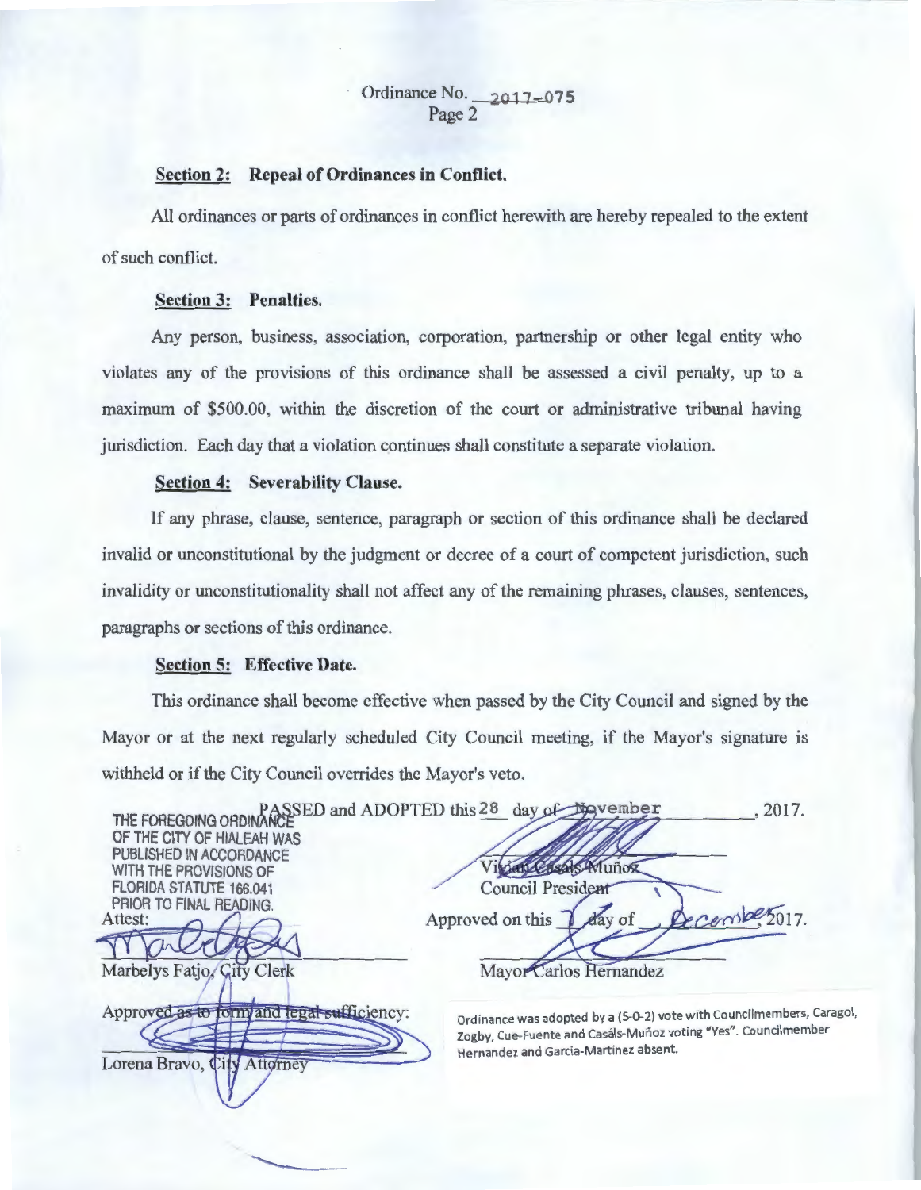Ordinance No. 2017-075

**Section 2: Repeal of Ordinances in Conflict.**

All ordinances or parts of ordinances in conflict herewith are hereby repealed to the extent of such conflict.

**Section 3: Penalties.**

Any person, business, association, corporation, partnership or other legal entity who violates any of the provisions of this ordinance shall be assessed a civil penalty, up to a maximum of $500.00, within the discretion of the court or administrative tribunal having jurisdiction. Each day that a violation continues shall constitute a separate violation.

**Section 4: Severability Clause.**

If any phrase, clause, sentence, paragraph or section of this ordinance shall be declared invalid or unconstitutional by the judgment or decree of a court of competent jurisdiction, such invalidity or unconstitutionality shall not affect any of the remaining phrases, clauses, sentences, paragraphs or sections of this ordinance.

**Section 5: Effective Date.**

This ordinance shall become effective when passed by the City Council and signed by the Mayor or at the next regularly scheduled City Council meeting, if the Mayor's signature is withheld or if the City Council overrides the Mayor's veto.

PASSED and ADOPTED this 28 day of November, 2017.

THE FOREGOING ORDINANCE OF THE CITY OF HIALEAH WAS PUBLISHED IN ACCORDANCE WITH THE PROVISIONS OF FLORIDA STATUTE 166.041 PRIOR TO FINAL READING.

Vivian Casáls-Muñoz
Council President

Attest:

Marbelys Fatjo, City Clerk

Approved on this 1 day of December, 2017.

Mayor Carlos Hernandez

Approved as to form and legal sufficiency:

Lorena Bravo, City Attorney

Ordinance was adopted by a (5-0-2) vote with Councilmembers, Caragol, Zogby, Cue-Fuente and Casáls-Muñoz voting "Yes". Councilmember Hernandez and Garcia-Martinez absent.